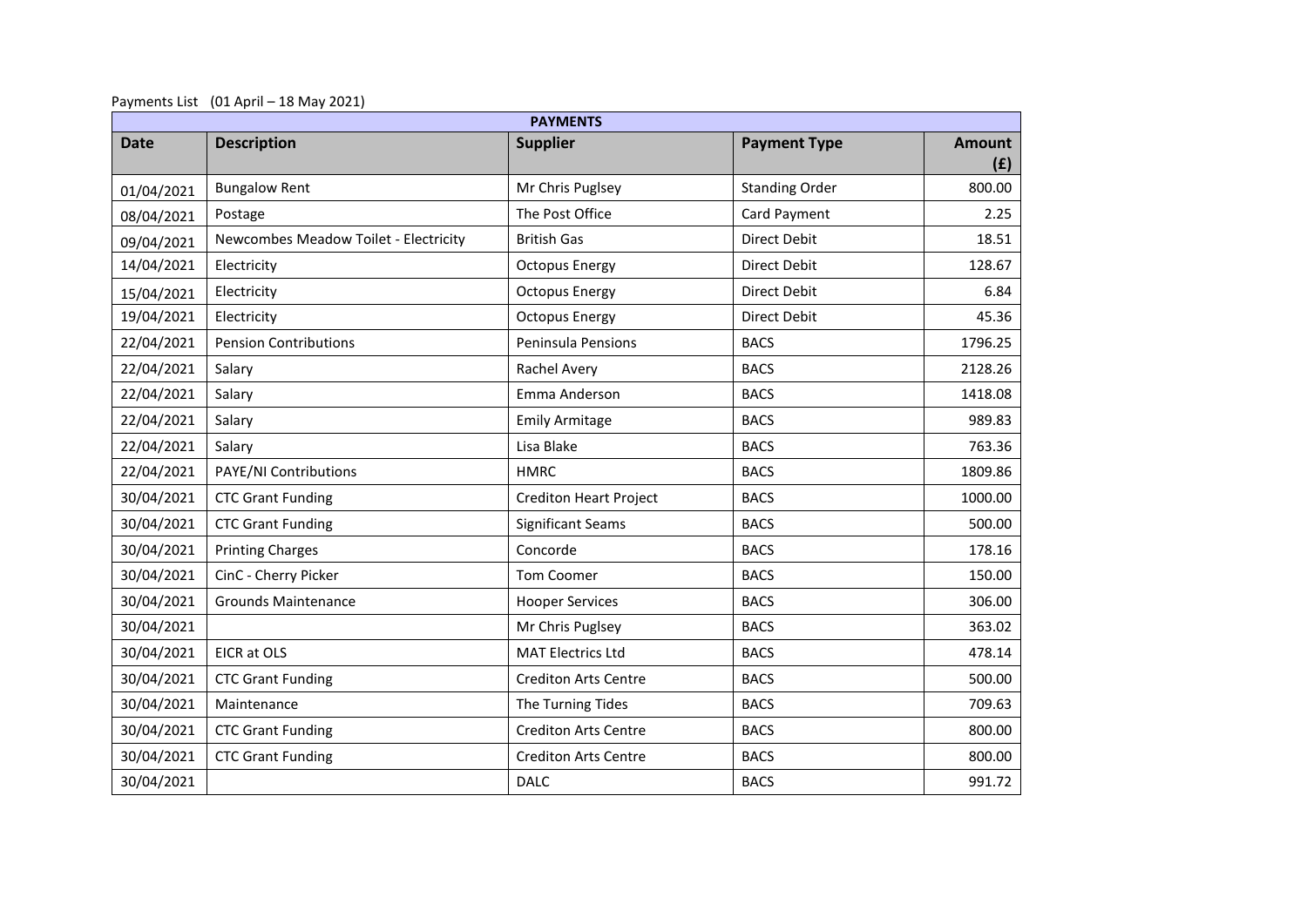Payments List (01 April – 18 May 2021)

| PAYMENTS | | | | |
|---|---|---|---|---|
| **Date** | **Description** | **Supplier** | **Payment Type** | **Amount (£)** |
| 01/04/2021 | Bungalow Rent | Mr Chris Puglsey | Standing Order | 800.00 |
| 08/04/2021 | Postage | The Post Office | Card Payment | 2.25 |
| 09/04/2021 | Newcombes Meadow Toilet - Electricity | British Gas | Direct Debit | 18.51 |
| 14/04/2021 | Electricity | Octopus Energy | Direct Debit | 128.67 |
| 15/04/2021 | Electricity | Octopus Energy | Direct Debit | 6.84 |
| 19/04/2021 | Electricity | Octopus Energy | Direct Debit | 45.36 |
| 22/04/2021 | Pension Contributions | Peninsula Pensions | BACS | 1796.25 |
| 22/04/2021 | Salary | Rachel Avery | BACS | 2128.26 |
| 22/04/2021 | Salary | Emma Anderson | BACS | 1418.08 |
| 22/04/2021 | Salary | Emily Armitage | BACS | 989.83 |
| 22/04/2021 | Salary | Lisa Blake | BACS | 763.36 |
| 22/04/2021 | PAYE/NI Contributions | HMRC | BACS | 1809.86 |
| 30/04/2021 | CTC Grant Funding | Crediton Heart Project | BACS | 1000.00 |
| 30/04/2021 | CTC Grant Funding | Significant Seams | BACS | 500.00 |
| 30/04/2021 | Printing Charges | Concorde | BACS | 178.16 |
| 30/04/2021 | CinC - Cherry Picker | Tom Coomer | BACS | 150.00 |
| 30/04/2021 | Grounds Maintenance | Hooper Services | BACS | 306.00 |
| 30/04/2021 | | Mr Chris Puglsey | BACS | 363.02 |
| 30/04/2021 | EICR at OLS | MAT Electrics Ltd | BACS | 478.14 |
| 30/04/2021 | CTC Grant Funding | Crediton Arts Centre | BACS | 500.00 |
| 30/04/2021 | Maintenance | The Turning Tides | BACS | 709.63 |
| 30/04/2021 | CTC Grant Funding | Crediton Arts Centre | BACS | 800.00 |
| 30/04/2021 | CTC Grant Funding | Crediton Arts Centre | BACS | 800.00 |
| 30/04/2021 | | DALC | BACS | 991.72 |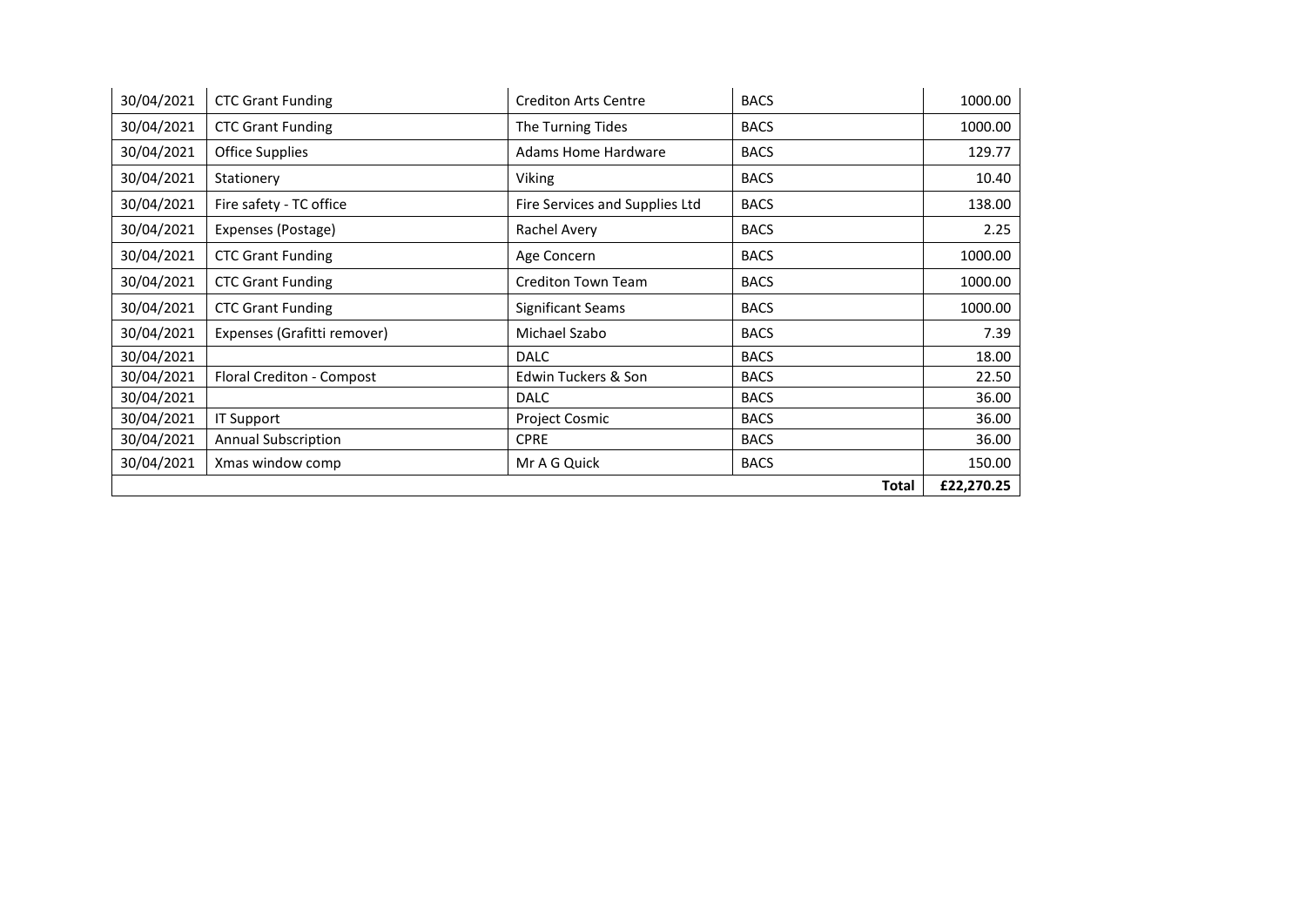| | | | | |
|---|---|---|---|---|
| 30/04/2021 | CTC Grant Funding | Crediton Arts Centre | BACS | 1000.00 |
| 30/04/2021 | CTC Grant Funding | The Turning Tides | BACS | 1000.00 |
| 30/04/2021 | Office Supplies | Adams Home Hardware | BACS | 129.77 |
| 30/04/2021 | Stationery | Viking | BACS | 10.40 |
| 30/04/2021 | Fire safety - TC office | Fire Services and Supplies Ltd | BACS | 138.00 |
| 30/04/2021 | Expenses (Postage) | Rachel Avery | BACS | 2.25 |
| 30/04/2021 | CTC Grant Funding | Age Concern | BACS | 1000.00 |
| 30/04/2021 | CTC Grant Funding | Crediton Town Team | BACS | 1000.00 |
| 30/04/2021 | CTC Grant Funding | Significant Seams | BACS | 1000.00 |
| 30/04/2021 | Expenses (Grafitti remover) | Michael Szabo | BACS | 7.39 |
| 30/04/2021 | | DALC | BACS | 18.00 |
| 30/04/2021 | Floral Crediton - Compost | Edwin Tuckers & Son | BACS | 22.50 |
| 30/04/2021 | | DALC | BACS | 36.00 |
| 30/04/2021 | IT Support | Project Cosmic | BACS | 36.00 |
| 30/04/2021 | Annual Subscription | CPRE | BACS | 36.00 |
| 30/04/2021 | Xmas window comp | Mr A G Quick | BACS | 150.00 |
| | | | **Total** | **£22,270.25** |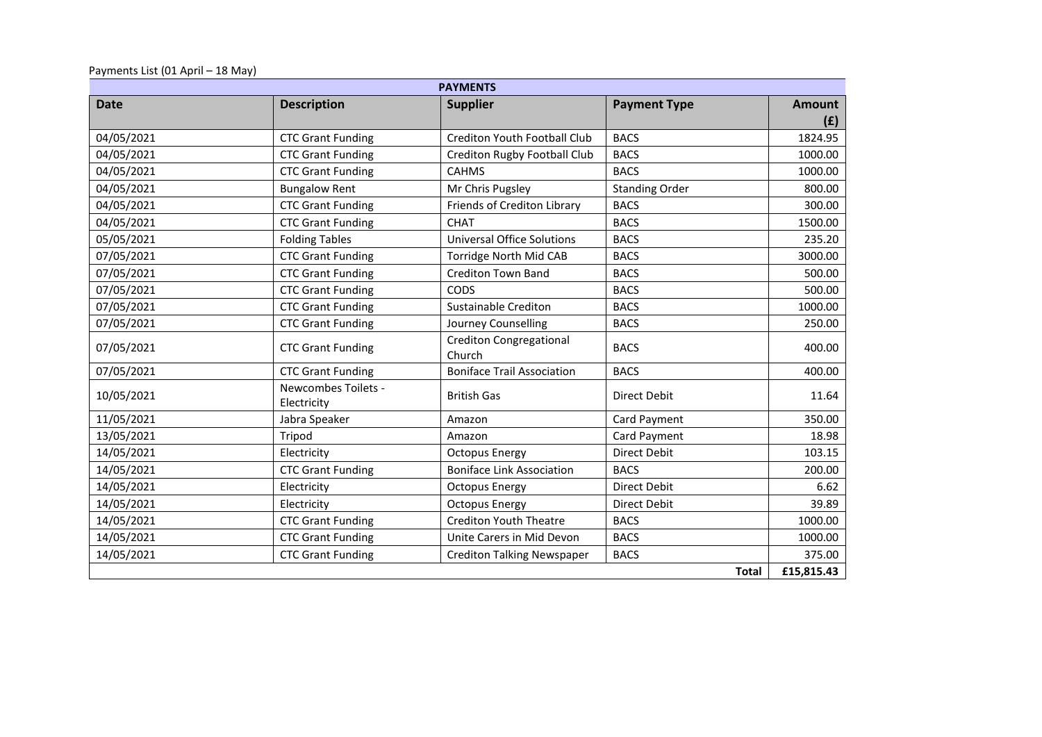Payments List (01 April – 18 May)

| PAYMENTS | | | | |
|---|---|---|---|---|
| **Date** | **Description** | **Supplier** | **Payment Type** | **Amount (£)** |
| 04/05/2021 | CTC Grant Funding | Crediton Youth Football Club | BACS | 1824.95 |
| 04/05/2021 | CTC Grant Funding | Crediton Rugby Football Club | BACS | 1000.00 |
| 04/05/2021 | CTC Grant Funding | CAHMS | BACS | 1000.00 |
| 04/05/2021 | Bungalow Rent | Mr Chris Pugsley | Standing Order | 800.00 |
| 04/05/2021 | CTC Grant Funding | Friends of Crediton Library | BACS | 300.00 |
| 04/05/2021 | CTC Grant Funding | CHAT | BACS | 1500.00 |
| 05/05/2021 | Folding Tables | Universal Office Solutions | BACS | 235.20 |
| 07/05/2021 | CTC Grant Funding | Torridge North Mid CAB | BACS | 3000.00 |
| 07/05/2021 | CTC Grant Funding | Crediton Town Band | BACS | 500.00 |
| 07/05/2021 | CTC Grant Funding | CODS | BACS | 500.00 |
| 07/05/2021 | CTC Grant Funding | Sustainable Crediton | BACS | 1000.00 |
| 07/05/2021 | CTC Grant Funding | Journey Counselling | BACS | 250.00 |
| 07/05/2021 | CTC Grant Funding | Crediton Congregational Church | BACS | 400.00 |
| 07/05/2021 | CTC Grant Funding | Boniface Trail Association | BACS | 400.00 |
| 10/05/2021 | Newcombes Toilets - Electricity | British Gas | Direct Debit | 11.64 |
| 11/05/2021 | Jabra Speaker | Amazon | Card Payment | 350.00 |
| 13/05/2021 | Tripod | Amazon | Card Payment | 18.98 |
| 14/05/2021 | Electricity | Octopus Energy | Direct Debit | 103.15 |
| 14/05/2021 | CTC Grant Funding | Boniface Link Association | BACS | 200.00 |
| 14/05/2021 | Electricity | Octopus Energy | Direct Debit | 6.62 |
| 14/05/2021 | Electricity | Octopus Energy | Direct Debit | 39.89 |
| 14/05/2021 | CTC Grant Funding | Crediton Youth Theatre | BACS | 1000.00 |
| 14/05/2021 | CTC Grant Funding | Unite Carers in Mid Devon | BACS | 1000.00 |
| 14/05/2021 | CTC Grant Funding | Crediton Talking Newspaper | BACS | 375.00 |
| | | | **Total** | **£15,815.43** |